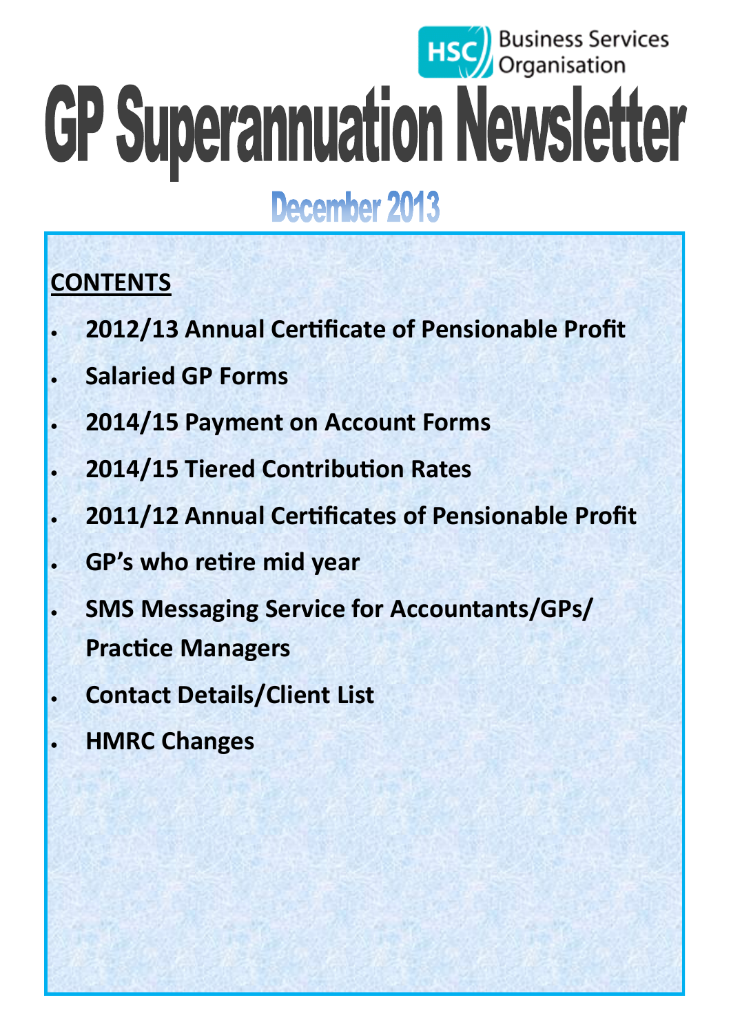HSC Business Services Organisation

# GP Superannuation Newsletter

## December 2013

**CONTENTS**

- **2012/13 Annual Certificate of Pensionable Profit**
- **Salaried GP Forms**
- **2014/15 Payment on Account Forms**
- **2014/15 Tiered Contribution Rates**
- **2011/12 Annual Certificates of Pensionable Profit**
- **GP's who retire mid year**
- **SMS Messaging Service for Accountants/GPs/ Practice Managers**
- **Contact Details/Client List**
- **HMRC Changes**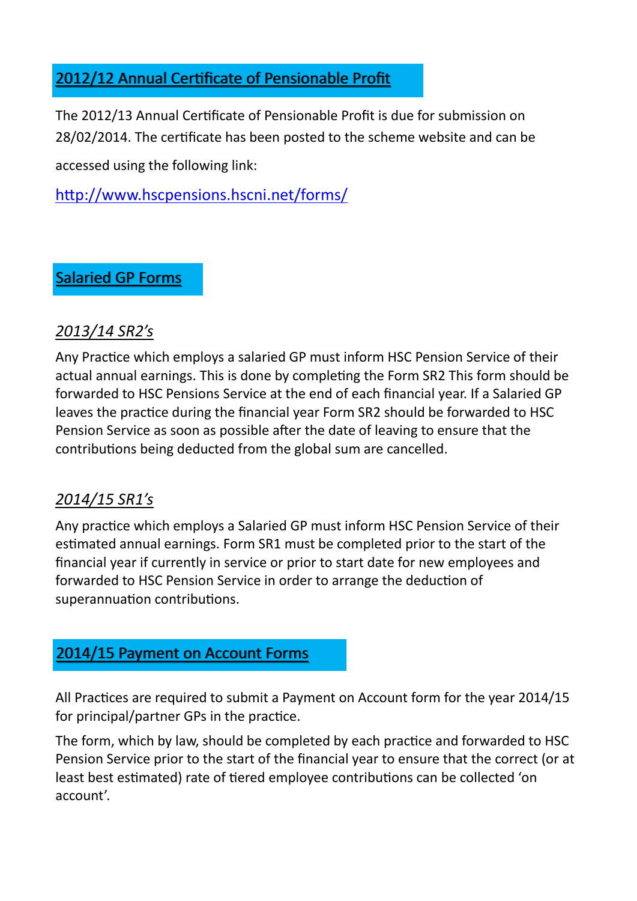## 2012/12 Annual Certificate of Pensionable Profit

The 2012/13 Annual Certificate of Pensionable Profit is due for submission on 28/02/2014. The certificate has been posted to the scheme website and can be accessed using the following link:

http://www.hscpensions.hscni.net/forms/

## Salaried GP Forms

### *2013/14 SR2's*

Any Practice which employs a salaried GP must inform HSC Pension Service of their actual annual earnings. This is done by completing the Form SR2 This form should be forwarded to HSC Pensions Service at the end of each financial year. If a Salaried GP leaves the practice during the financial year Form SR2 should be forwarded to HSC Pension Service as soon as possible after the date of leaving to ensure that the contributions being deducted from the global sum are cancelled.

### *2014/15 SR1's*

Any practice which employs a Salaried GP must inform HSC Pension Service of their estimated annual earnings. Form SR1 must be completed prior to the start of the financial year if currently in service or prior to start date for new employees and forwarded to HSC Pension Service in order to arrange the deduction of superannuation contributions.

## 2014/15 Payment on Account Forms

All Practices are required to submit a Payment on Account form for the year 2014/15 for principal/partner GPs in the practice.

The form, which by law, should be completed by each practice and forwarded to HSC Pension Service prior to the start of the financial year to ensure that the correct (or at least best estimated) rate of tiered employee contributions can be collected 'on account'.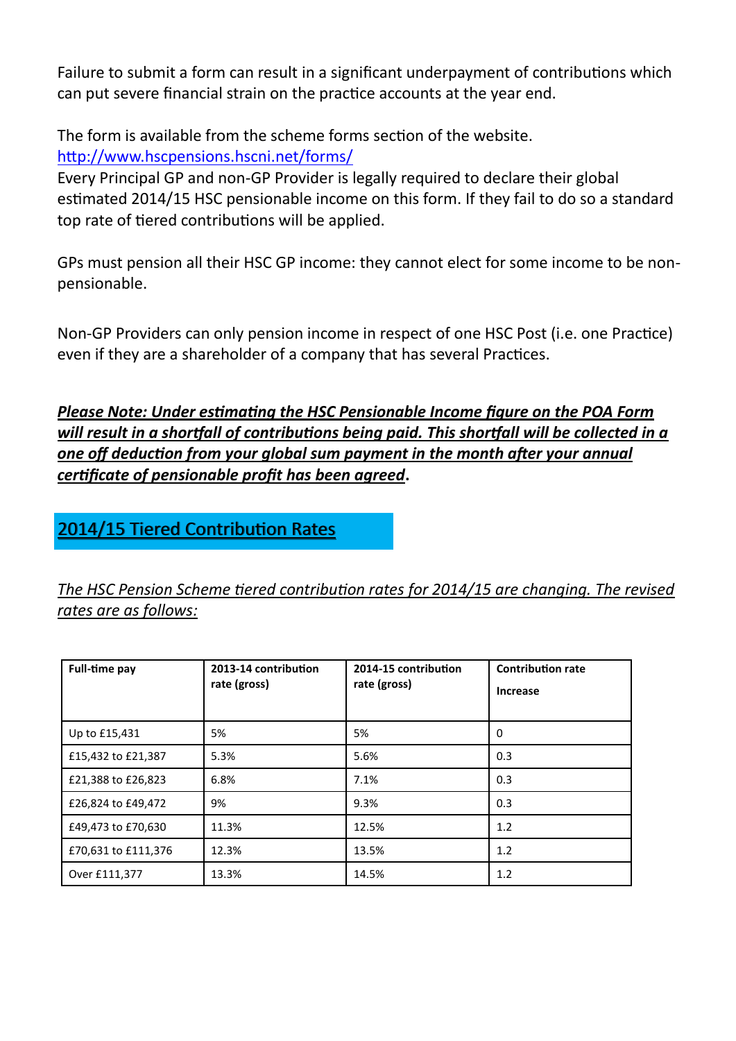Failure to submit a form can result in a significant underpayment of contributions which can put severe financial strain on the practice accounts at the year end.

The form is available from the scheme forms section of the website.
http://www.hscpensions.hscni.net/forms/
Every Principal GP and non-GP Provider is legally required to declare their global estimated 2014/15 HSC pensionable income on this form. If they fail to do so a standard top rate of tiered contributions will be applied.

GPs must pension all their HSC GP income: they cannot elect for some income to be non-pensionable.

Non-GP Providers can only pension income in respect of one HSC Post (i.e. one Practice) even if they are a shareholder of a company that has several Practices.

***Please Note: Under estimating the HSC Pensionable Income figure on the POA Form will result in a shortfall of contributions being paid. This shortfall will be collected in a one off deduction from your global sum payment in the month after your annual certificate of pensionable profit has been agreed*.**

## 2014/15 Tiered Contribution Rates

*The HSC Pension Scheme tiered contribution rates for 2014/15 are changing. The revised rates are as follows:*

| **Full-time pay** | **2013-14 contribution rate (gross)** | **2014-15 contribution rate (gross)** | **Contribution rate Increase** |
|---|---|---|---|
| Up to £15,431 | 5% | 5% | 0 |
| £15,432 to £21,387 | 5.3% | 5.6% | 0.3 |
| £21,388 to £26,823 | 6.8% | 7.1% | 0.3 |
| £26,824 to £49,472 | 9% | 9.3% | 0.3 |
| £49,473 to £70,630 | 11.3% | 12.5% | 1.2 |
| £70,631 to £111,376 | 12.3% | 13.5% | 1.2 |
| Over £111,377 | 13.3% | 14.5% | 1.2 |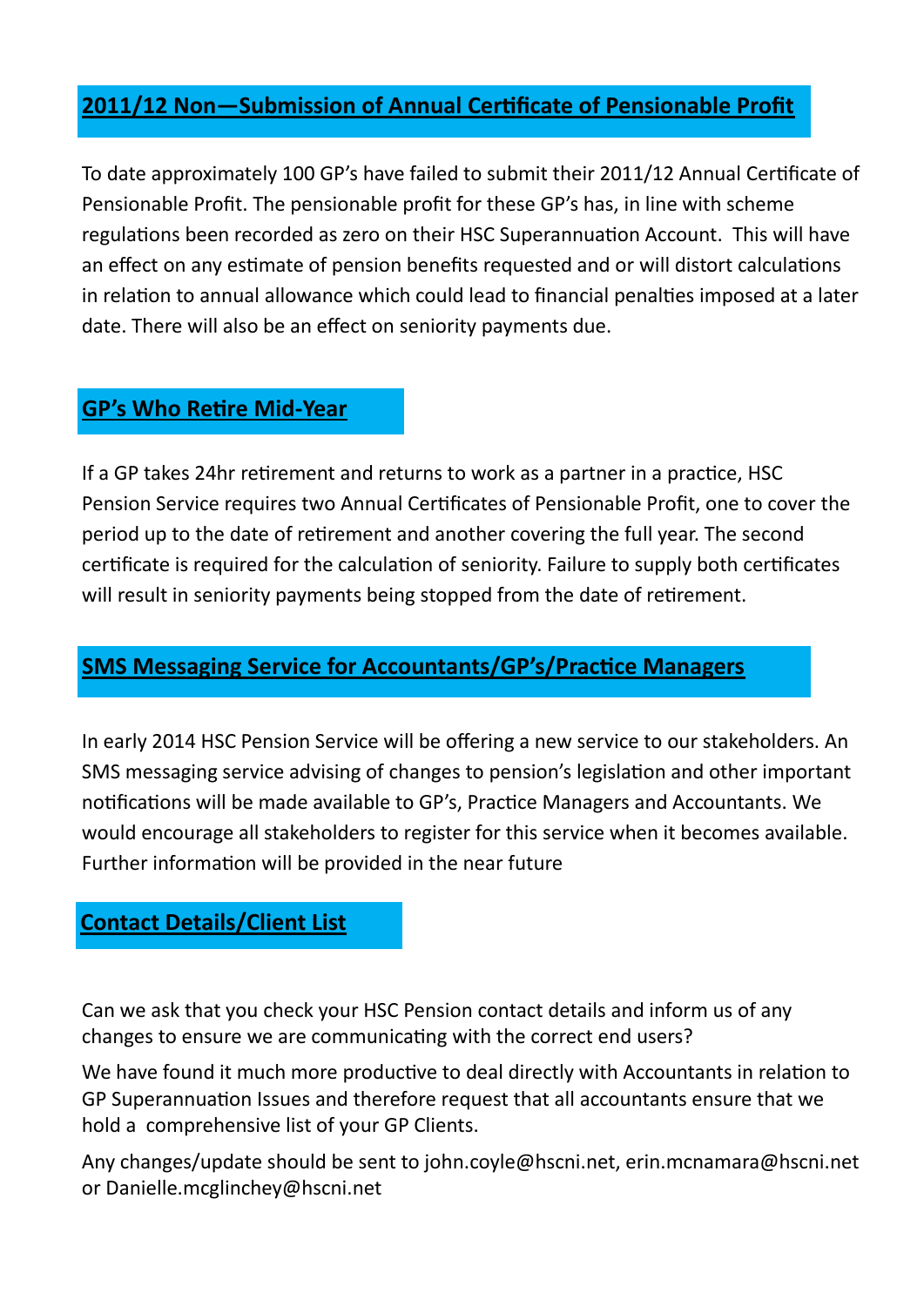## 2011/12 Non—Submission of Annual Certificate of Pensionable Profit

To date approximately 100 GP's have failed to submit their 2011/12 Annual Certificate of Pensionable Profit. The pensionable profit for these GP's has, in line with scheme regulations been recorded as zero on their HSC Superannuation Account. This will have an effect on any estimate of pension benefits requested and or will distort calculations in relation to annual allowance which could lead to financial penalties imposed at a later date. There will also be an effect on seniority payments due.

## GP's Who Retire Mid-Year

If a GP takes 24hr retirement and returns to work as a partner in a practice, HSC Pension Service requires two Annual Certificates of Pensionable Profit, one to cover the period up to the date of retirement and another covering the full year. The second certificate is required for the calculation of seniority. Failure to supply both certificates will result in seniority payments being stopped from the date of retirement.

## SMS Messaging Service for Accountants/GP's/Practice Managers

In early 2014 HSC Pension Service will be offering a new service to our stakeholders. An SMS messaging service advising of changes to pension's legislation and other important notifications will be made available to GP's, Practice Managers and Accountants. We would encourage all stakeholders to register for this service when it becomes available. Further information will be provided in the near future

## Contact Details/Client List

Can we ask that you check your HSC Pension contact details and inform us of any changes to ensure we are communicating with the correct end users?

We have found it much more productive to deal directly with Accountants in relation to GP Superannuation Issues and therefore request that all accountants ensure that we hold a comprehensive list of your GP Clients.

Any changes/update should be sent to john.coyle@hscni.net, erin.mcnamara@hscni.net or Danielle.mcglinchey@hscni.net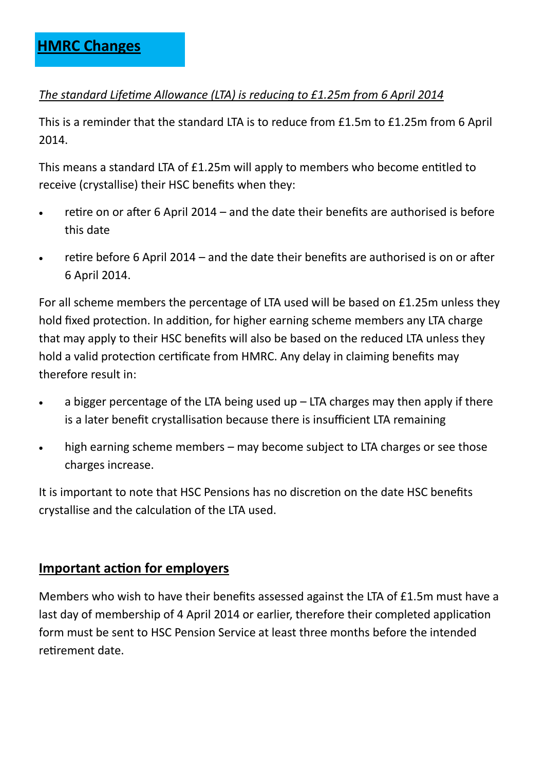# HMRC Changes

*The standard Lifetime Allowance (LTA) is reducing to £1.25m from 6 April 2014*

This is a reminder that the standard LTA is to reduce from £1.5m to £1.25m from 6 April 2014.

This means a standard LTA of £1.25m will apply to members who become entitled to receive (crystallise) their HSC benefits when they:

- retire on or after 6 April 2014 – and the date their benefits are authorised is before this date
- retire before 6 April 2014 – and the date their benefits are authorised is on or after 6 April 2014.

For all scheme members the percentage of LTA used will be based on £1.25m unless they hold fixed protection. In addition, for higher earning scheme members any LTA charge that may apply to their HSC benefits will also be based on the reduced LTA unless they hold a valid protection certificate from HMRC. Any delay in claiming benefits may therefore result in:

- a bigger percentage of the LTA being used up – LTA charges may then apply if there is a later benefit crystallisation because there is insufficient LTA remaining
- high earning scheme members – may become subject to LTA charges or see those charges increase.

It is important to note that HSC Pensions has no discretion on the date HSC benefits crystallise and the calculation of the LTA used.

## Important action for employers

Members who wish to have their benefits assessed against the LTA of £1.5m must have a last day of membership of 4 April 2014 or earlier, therefore their completed application form must be sent to HSC Pension Service at least three months before the intended retirement date.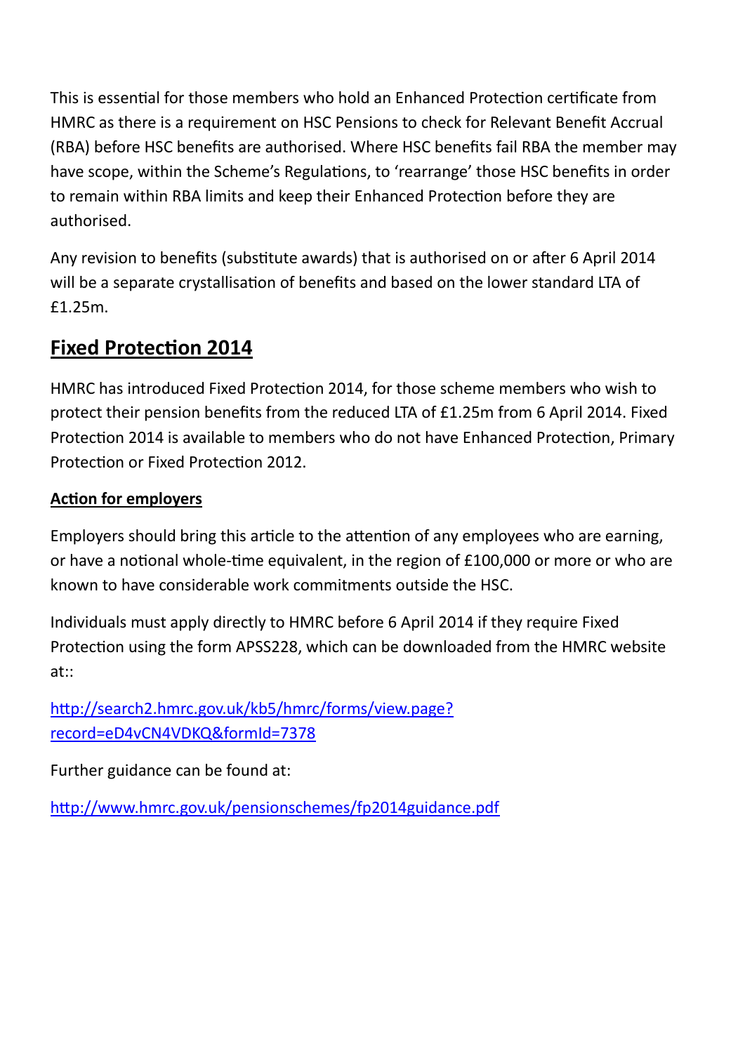This is essential for those members who hold an Enhanced Protection certificate from HMRC as there is a requirement on HSC Pensions to check for Relevant Benefit Accrual (RBA) before HSC benefits are authorised. Where HSC benefits fail RBA the member may have scope, within the Scheme's Regulations, to 'rearrange' those HSC benefits in order to remain within RBA limits and keep their Enhanced Protection before they are authorised.

Any revision to benefits (substitute awards) that is authorised on or after 6 April 2014 will be a separate crystallisation of benefits and based on the lower standard LTA of £1.25m.

## Fixed Protection 2014

HMRC has introduced Fixed Protection 2014, for those scheme members who wish to protect their pension benefits from the reduced LTA of £1.25m from 6 April 2014. Fixed Protection 2014 is available to members who do not have Enhanced Protection, Primary Protection or Fixed Protection 2012.

### Action for employers

Employers should bring this article to the attention of any employees who are earning, or have a notional whole-time equivalent, in the region of £100,000 or more or who are known to have considerable work commitments outside the HSC.

Individuals must apply directly to HMRC before 6 April 2014 if they require Fixed Protection using the form APSS228, which can be downloaded from the HMRC website at::

[http://search2.hmrc.gov.uk/kb5/hmrc/forms/view.page?record=eD4vCN4VDKQ&formId=7378](http://search2.hmrc.gov.uk/kb5/hmrc/forms/view.page?record=eD4vCN4VDKQ&formId=7378)

Further guidance can be found at:

[http://www.hmrc.gov.uk/pensionschemes/fp2014guidance.pdf](http://www.hmrc.gov.uk/pensionschemes/fp2014guidance.pdf)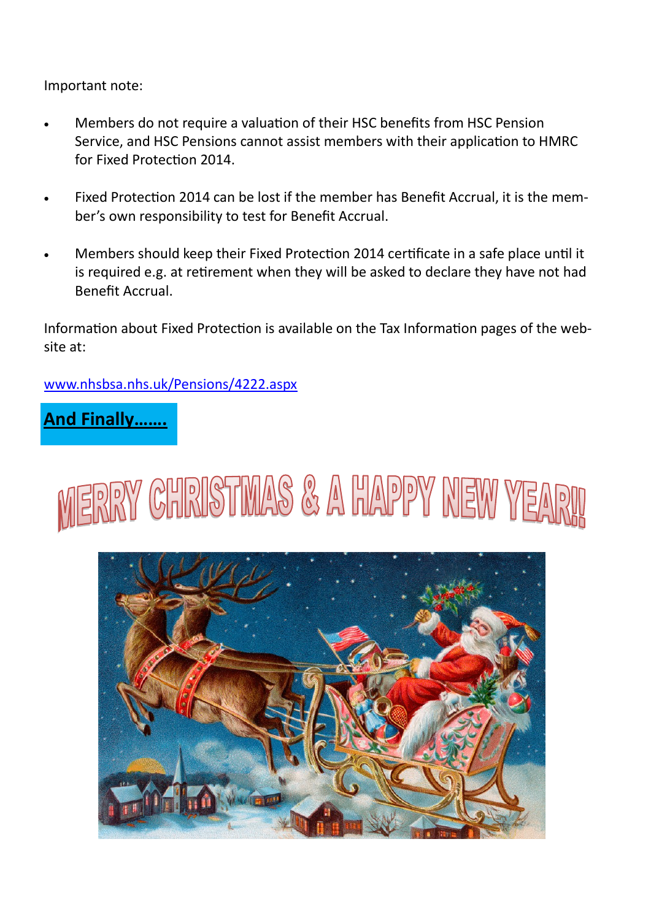Important note:

- Members do not require a valuation of their HSC benefits from HSC Pension Service, and HSC Pensions cannot assist members with their application to HMRC for Fixed Protection 2014.
- Fixed Protection 2014 can be lost if the member has Benefit Accrual, it is the member's own responsibility to test for Benefit Accrual.
- Members should keep their Fixed Protection 2014 certificate in a safe place until it is required e.g. at retirement when they will be asked to declare they have not had Benefit Accrual.

Information about Fixed Protection is available on the Tax Information pages of the website at:

[www.nhsbsa.nhs.uk/Pensions/4222.aspx](www.nhsbsa.nhs.uk/Pensions/4222.aspx)

## **And Finally…….**

# MERRY CHRISTMAS & A HAPPY NEW YEAR!!